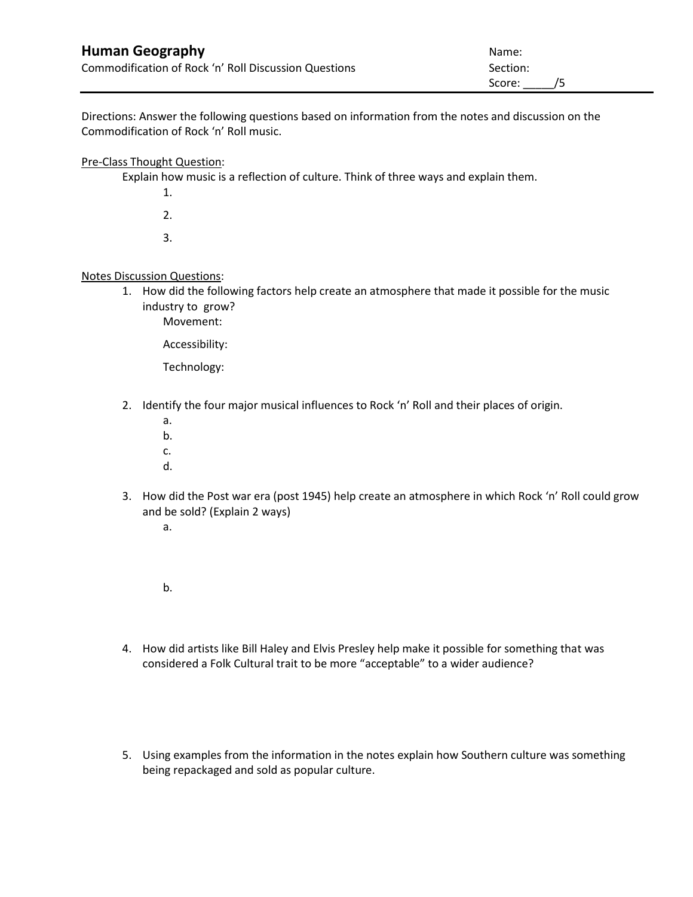# Human Geography

Commodification of Rock 'n' Roll Discussion Questions

Name:
Section:
Score: _____/5

---

Directions: Answer the following questions based on information from the notes and discussion on the Commodification of Rock 'n' Roll music.

<u>Pre-Class Thought Question</u>:

Explain how music is a reflection of culture. Think of three ways and explain them.

1.
2.
3.

<u>Notes Discussion Questions</u>:

1. How did the following factors help create an atmosphere that made it possible for the music industry to grow?

   Movement:

   Accessibility:

   Technology:

2. Identify the four major musical influences to Rock 'n' Roll and their places of origin.
   a.
   b.
   c.
   d.

3. How did the Post war era (post 1945) help create an atmosphere in which Rock 'n' Roll could grow and be sold? (Explain 2 ways)
   a.

   b.

4. How did artists like Bill Haley and Elvis Presley help make it possible for something that was considered a Folk Cultural trait to be more "acceptable" to a wider audience?

5. Using examples from the information in the notes explain how Southern culture was something being repackaged and sold as popular culture.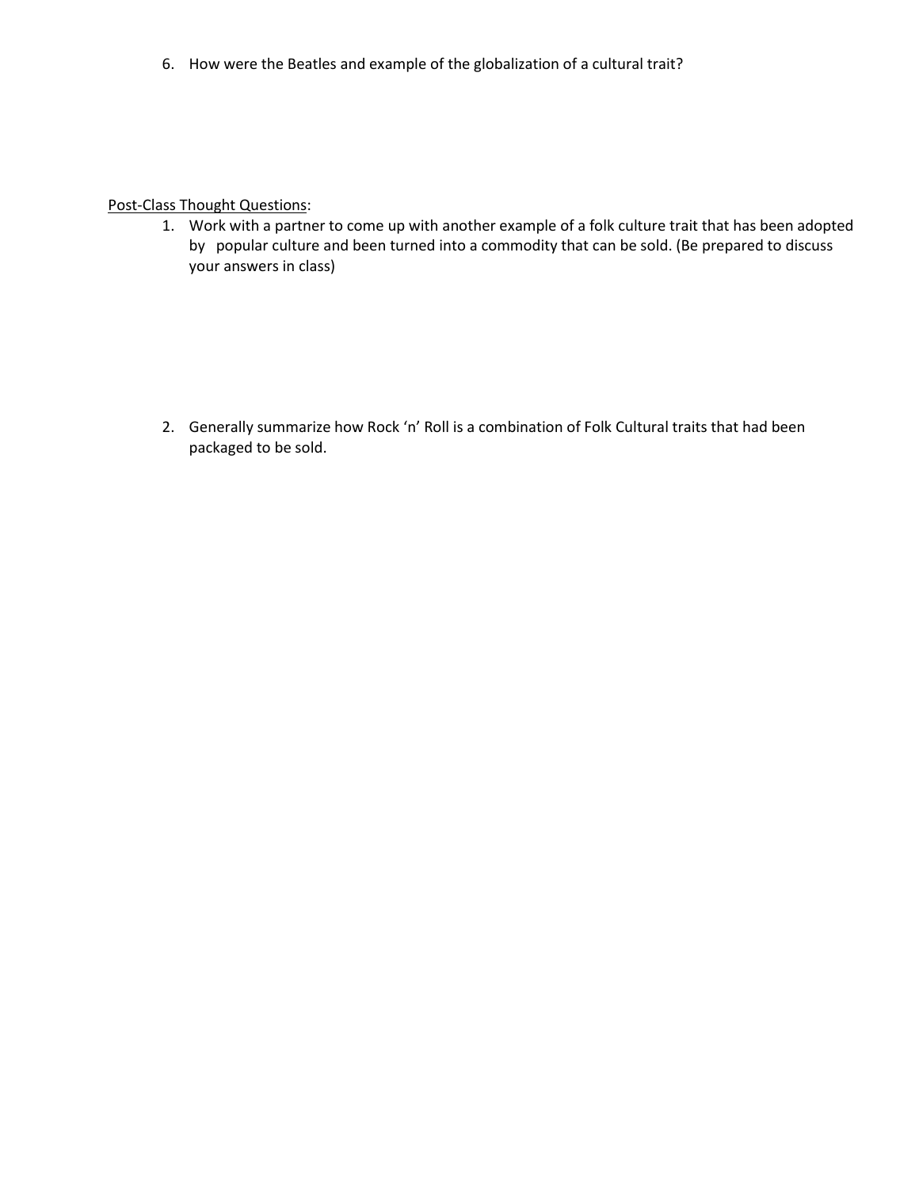6. How were the Beatles and example of the globalization of a cultural trait?

<u>Post-Class Thought Questions</u>:

1. Work with a partner to come up with another example of a folk culture trait that has been adopted by popular culture and been turned into a commodity that can be sold. (Be prepared to discuss your answers in class)

2. Generally summarize how Rock 'n' Roll is a combination of Folk Cultural traits that had been packaged to be sold.